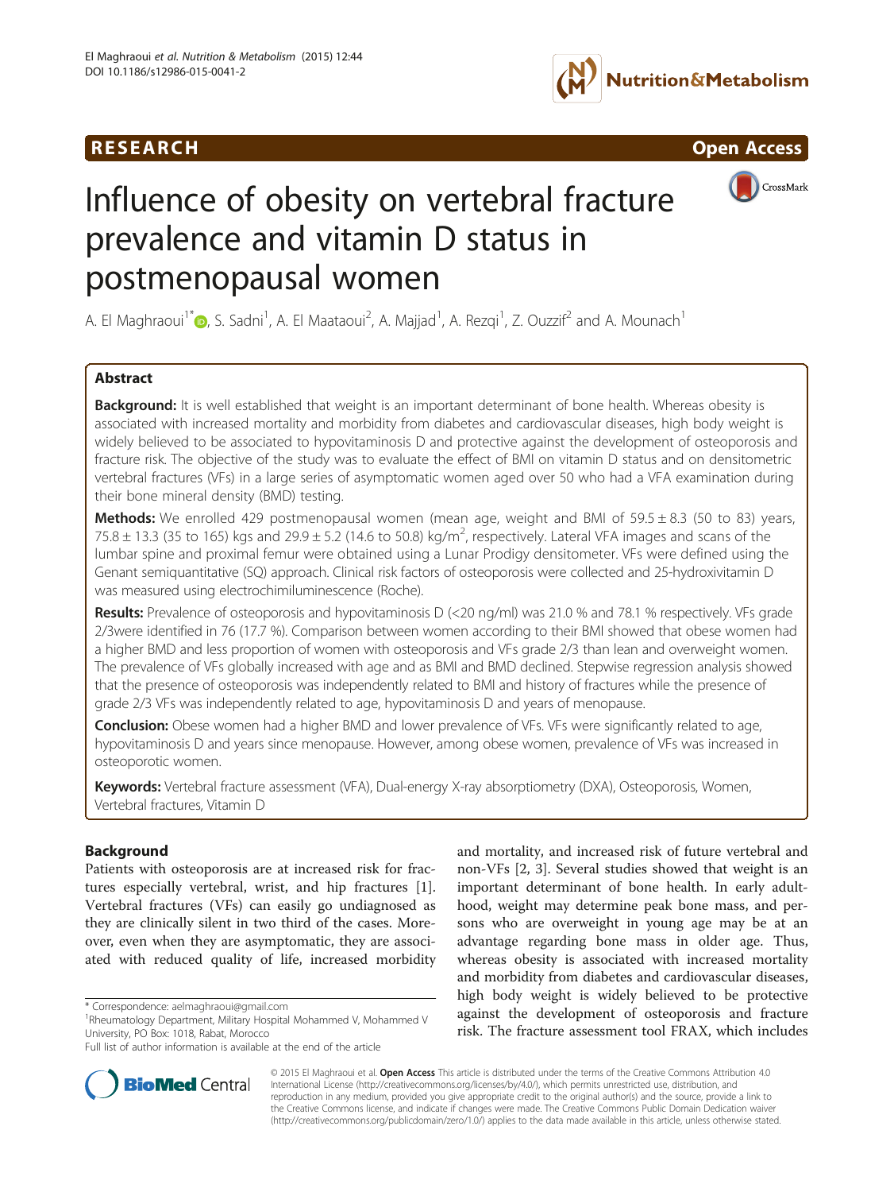RESEARCH Open Access

# Influence of obesity on vertebral fracture prevalence and vitamin D status in postmenopausal women

A. El Maghraoui[1*], S. Sadni[1], A. El Maataoui[2], A. Majjad[1], A. Rezqi[1], Z. Ouzzif[2] and A. Mounach[1]

## Abstract

**Background:** It is well established that weight is an important determinant of bone health. Whereas obesity is associated with increased mortality and morbidity from diabetes and cardiovascular diseases, high body weight is widely believed to be associated to hypovitaminosis D and protective against the development of osteoporosis and fracture risk. The objective of the study was to evaluate the effect of BMI on vitamin D status and on densitometric vertebral fractures (VFs) in a large series of asymptomatic women aged over 50 who had a VFA examination during their bone mineral density (BMD) testing.

**Methods:** We enrolled 429 postmenopausal women (mean age, weight and BMI of 59.5 ± 8.3 (50 to 83) years, 75.8 ± 13.3 (35 to 165) kgs and 29.9 ± 5.2 (14.6 to 50.8) kg/m$^2$, respectively. Lateral VFA images and scans of the lumbar spine and proximal femur were obtained using a Lunar Prodigy densitometer. VFs were defined using the Genant semiquantitative (SQ) approach. Clinical risk factors of osteoporosis were collected and 25-hydroxivitamin D was measured using electrochimiluminescence (Roche).

**Results:** Prevalence of osteoporosis and hypovitaminosis D (<20 ng/ml) was 21.0 % and 78.1 % respectively. VFs grade 2/3were identified in 76 (17.7 %). Comparison between women according to their BMI showed that obese women had a higher BMD and less proportion of women with osteoporosis and VFs grade 2/3 than lean and overweight women. The prevalence of VFs globally increased with age and as BMI and BMD declined. Stepwise regression analysis showed that the presence of osteoporosis was independently related to BMI and history of fractures while the presence of grade 2/3 VFs was independently related to age, hypovitaminosis D and years of menopause.

**Conclusion:** Obese women had a higher BMD and lower prevalence of VFs. VFs were significantly related to age, hypovitaminosis D and years since menopause. However, among obese women, prevalence of VFs was increased in osteoporotic women.

**Keywords:** Vertebral fracture assessment (VFA), Dual-energy X-ray absorptiometry (DXA), Osteoporosis, Women, Vertebral fractures, Vitamin D

## Background

Patients with osteoporosis are at increased risk for fractures especially vertebral, wrist, and hip fractures [1]. Vertebral fractures (VFs) can easily go undiagnosed as they are clinically silent in two third of the cases. Moreover, even when they are asymptomatic, they are associated with reduced quality of life, increased morbidity and mortality, and increased risk of future vertebral and non-VFs [2, 3]. Several studies showed that weight is an important determinant of bone health. In early adulthood, weight may determine peak bone mass, and persons who are overweight in young age may be at an advantage regarding bone mass in older age. Thus, whereas obesity is associated with increased mortality and morbidity from diabetes and cardiovascular diseases, high body weight is widely believed to be protective against the development of osteoporosis and fracture risk. The fracture assessment tool FRAX, which includes

\* Correspondence: aelmaghraoui@gmail.com
[1]Rheumatology Department, Military Hospital Mohammed V, Mohammed V University, PO Box: 1018, Rabat, Morocco
Full list of author information is available at the end of the article

© 2015 El Maghraoui et al. **Open Access** This article is distributed under the terms of the Creative Commons Attribution 4.0 International License (http://creativecommons.org/licenses/by/4.0/), which permits unrestricted use, distribution, and reproduction in any medium, provided you give appropriate credit to the original author(s) and the source, provide a link to the Creative Commons license, and indicate if changes were made. The Creative Commons Public Domain Dedication waiver (http://creativecommons.org/publicdomain/zero/1.0/) applies to the data made available in this article, unless otherwise stated.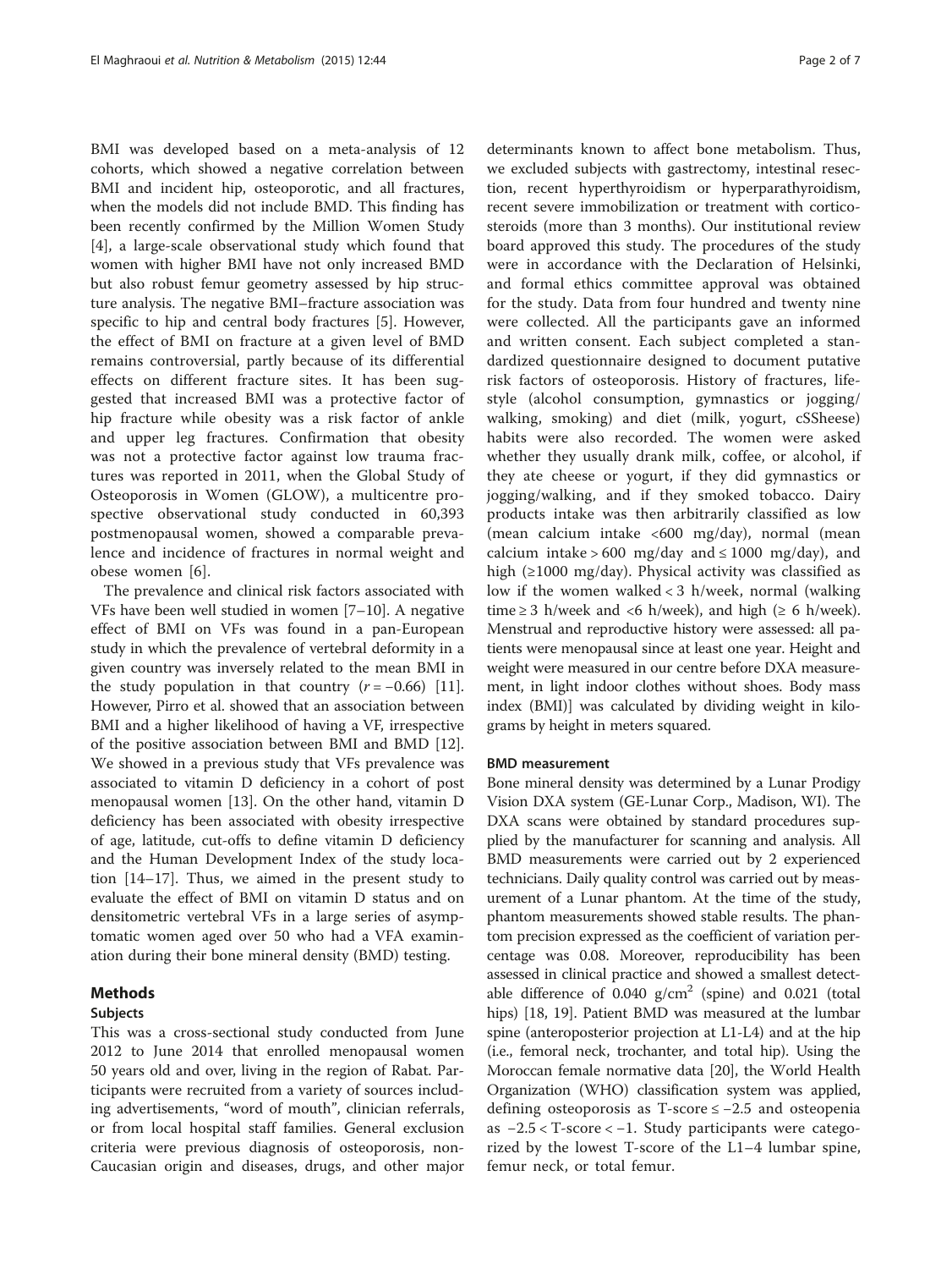BMI was developed based on a meta-analysis of 12 cohorts, which showed a negative correlation between BMI and incident hip, osteoporotic, and all fractures, when the models did not include BMD. This finding has been recently confirmed by the Million Women Study [4], a large-scale observational study which found that women with higher BMI have not only increased BMD but also robust femur geometry assessed by hip structure analysis. The negative BMI–fracture association was specific to hip and central body fractures [5]. However, the effect of BMI on fracture at a given level of BMD remains controversial, partly because of its differential effects on different fracture sites. It has been suggested that increased BMI was a protective factor of hip fracture while obesity was a risk factor of ankle and upper leg fractures. Confirmation that obesity was not a protective factor against low trauma fractures was reported in 2011, when the Global Study of Osteoporosis in Women (GLOW), a multicentre prospective observational study conducted in 60,393 postmenopausal women, showed a comparable prevalence and incidence of fractures in normal weight and obese women [6].

The prevalence and clinical risk factors associated with VFs have been well studied in women [7–10]. A negative effect of BMI on VFs was found in a pan-European study in which the prevalence of vertebral deformity in a given country was inversely related to the mean BMI in the study population in that country ($r = -0.66$) [11]. However, Pirro et al. showed that an association between BMI and a higher likelihood of having a VF, irrespective of the positive association between BMI and BMD [12]. We showed in a previous study that VFs prevalence was associated to vitamin D deficiency in a cohort of post menopausal women [13]. On the other hand, vitamin D deficiency has been associated with obesity irrespective of age, latitude, cut-offs to define vitamin D deficiency and the Human Development Index of the study location [14–17]. Thus, we aimed in the present study to evaluate the effect of BMI on vitamin D status and on densitometric vertebral VFs in a large series of asymptomatic women aged over 50 who had a VFA examination during their bone mineral density (BMD) testing.

## Methods

### Subjects

This was a cross-sectional study conducted from June 2012 to June 2014 that enrolled menopausal women 50 years old and over, living in the region of Rabat. Participants were recruited from a variety of sources including advertisements, "word of mouth", clinician referrals, or from local hospital staff families. General exclusion criteria were previous diagnosis of osteoporosis, non-Caucasian origin and diseases, drugs, and other major determinants known to affect bone metabolism. Thus, we excluded subjects with gastrectomy, intestinal resection, recent hyperthyroidism or hyperparathyroidism, recent severe immobilization or treatment with corticosteroids (more than 3 months). Our institutional review board approved this study. The procedures of the study were in accordance with the Declaration of Helsinki, and formal ethics committee approval was obtained for the study. Data from four hundred and twenty nine were collected. All the participants gave an informed and written consent. Each subject completed a standardized questionnaire designed to document putative risk factors of osteoporosis. History of fractures, lifestyle (alcohol consumption, gymnastics or jogging/walking, smoking) and diet (milk, yogurt, cSSheese) habits were also recorded. The women were asked whether they usually drank milk, coffee, or alcohol, if they ate cheese or yogurt, if they did gymnastics or jogging/walking, and if they smoked tobacco. Dairy products intake was then arbitrarily classified as low (mean calcium intake <600 mg/day), normal (mean calcium intake > 600 mg/day and ≤ 1000 mg/day), and high (≥1000 mg/day). Physical activity was classified as low if the women walked < 3 h/week, normal (walking time ≥ 3 h/week and <6 h/week), and high (≥ 6 h/week). Menstrual and reproductive history were assessed: all patients were menopausal since at least one year. Height and weight were measured in our centre before DXA measurement, in light indoor clothes without shoes. Body mass index (BMI)] was calculated by dividing weight in kilograms by height in meters squared.

### BMD measurement

Bone mineral density was determined by a Lunar Prodigy Vision DXA system (GE-Lunar Corp., Madison, WI). The DXA scans were obtained by standard procedures supplied by the manufacturer for scanning and analysis. All BMD measurements were carried out by 2 experienced technicians. Daily quality control was carried out by measurement of a Lunar phantom. At the time of the study, phantom measurements showed stable results. The phantom precision expressed as the coefficient of variation percentage was 0.08. Moreover, reproducibility has been assessed in clinical practice and showed a smallest detectable difference of 0.040 $g/cm^2$ (spine) and 0.021 (total hips) [18, 19]. Patient BMD was measured at the lumbar spine (anteroposterior projection at L1-L4) and at the hip (i.e., femoral neck, trochanter, and total hip). Using the Moroccan female normative data [20], the World Health Organization (WHO) classification system was applied, defining osteoporosis as T-score ≤ −2.5 and osteopenia as −2.5 < T-score < −1. Study participants were categorized by the lowest T-score of the L1–4 lumbar spine, femur neck, or total femur.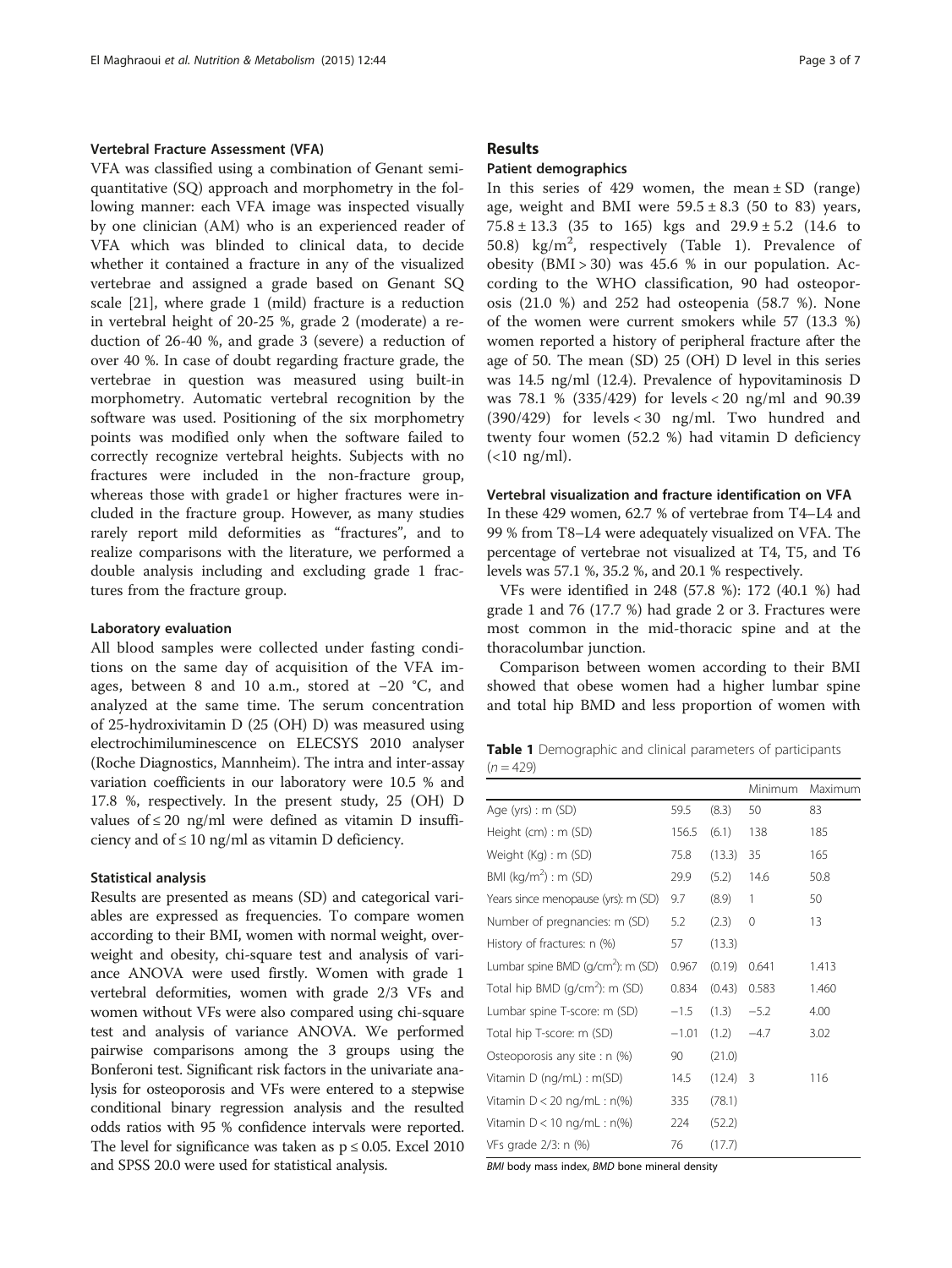### Vertebral Fracture Assessment (VFA)

VFA was classified using a combination of Genant semi-quantitative (SQ) approach and morphometry in the following manner: each VFA image was inspected visually by one clinician (AM) who is an experienced reader of VFA which was blinded to clinical data, to decide whether it contained a fracture in any of the visualized vertebrae and assigned a grade based on Genant SQ scale [21], where grade 1 (mild) fracture is a reduction in vertebral height of 20-25 %, grade 2 (moderate) a reduction of 26-40 %, and grade 3 (severe) a reduction of over 40 %. In case of doubt regarding fracture grade, the vertebrae in question was measured using built-in morphometry. Automatic vertebral recognition by the software was used. Positioning of the six morphometry points was modified only when the software failed to correctly recognize vertebral heights. Subjects with no fractures were included in the non-fracture group, whereas those with grade1 or higher fractures were included in the fracture group. However, as many studies rarely report mild deformities as "fractures", and to realize comparisons with the literature, we performed a double analysis including and excluding grade 1 fractures from the fracture group.

### Laboratory evaluation

All blood samples were collected under fasting conditions on the same day of acquisition of the VFA images, between 8 and 10 a.m., stored at −20 °C, and analyzed at the same time. The serum concentration of 25-hydroxivitamin D (25 (OH) D) was measured using electrochimiluminescence on ELECSYS 2010 analyser (Roche Diagnostics, Mannheim). The intra and inter-assay variation coefficients in our laboratory were 10.5 % and 17.8 %, respectively. In the present study, 25 (OH) D values of ≤ 20 ng/ml were defined as vitamin D insufficiency and of ≤ 10 ng/ml as vitamin D deficiency.

### Statistical analysis

Results are presented as means (SD) and categorical variables are expressed as frequencies. To compare women according to their BMI, women with normal weight, overweight and obesity, chi-square test and analysis of variance ANOVA were used firstly. Women with grade 1 vertebral deformities, women with grade 2/3 VFs and women without VFs were also compared using chi-square test and analysis of variance ANOVA. We performed pairwise comparisons among the 3 groups using the Bonferoni test. Significant risk factors in the univariate analysis for osteoporosis and VFs were entered to a stepwise conditional binary regression analysis and the resulted odds ratios with 95 % confidence intervals were reported. The level for significance was taken as $p \leq 0.05$. Excel 2010 and SPSS 20.0 were used for statistical analysis.

## Results

### Patient demographics

In this series of 429 women, the mean ± SD (range) age, weight and BMI were 59.5 ± 8.3 (50 to 83) years, 75.8 ± 13.3 (35 to 165) kgs and 29.9 ± 5.2 (14.6 to 50.8) $kg/m^2$, respectively (Table 1). Prevalence of obesity (BMI > 30) was 45.6 % in our population. According to the WHO classification, 90 had osteoporosis (21.0 %) and 252 had osteopenia (58.7 %). None of the women were current smokers while 57 (13.3 %) women reported a history of peripheral fracture after the age of 50. The mean (SD) 25 (OH) D level in this series was 14.5 ng/ml (12.4). Prevalence of hypovitaminosis D was 78.1 % (335/429) for levels < 20 ng/ml and 90.39 (390/429) for levels < 30 ng/ml. Two hundred and twenty four women (52.2 %) had vitamin D deficiency (<10 ng/ml).

### Vertebral visualization and fracture identification on VFA

In these 429 women, 62.7 % of vertebrae from T4–L4 and 99 % from T8–L4 were adequately visualized on VFA. The percentage of vertebrae not visualized at T4, T5, and T6 levels was 57.1 %, 35.2 %, and 20.1 % respectively.

VFs were identified in 248 (57.8 %): 172 (40.1 %) had grade 1 and 76 (17.7 %) had grade 2 or 3. Fractures were most common in the mid-thoracic spine and at the thoracolumbar junction.

Comparison between women according to their BMI showed that obese women had a higher lumbar spine and total hip BMD and less proportion of women with

**Table 1** Demographic and clinical parameters of participants ($n = 429$)

| | | | Minimum | Maximum |
|---|---|---|---|---|
| Age (yrs) : m (SD) | 59.5 | (8.3) | 50 | 83 |
| Height (cm) : m (SD) | 156.5 | (6.1) | 138 | 185 |
| Weight (Kg) : m (SD) | 75.8 | (13.3) | 35 | 165 |
| BMI ($kg/m^2$) : m (SD) | 29.9 | (5.2) | 14.6 | 50.8 |
| Years since menopause (yrs): m (SD) | 9.7 | (8.9) | 1 | 50 |
| Number of pregnancies: m (SD) | 5.2 | (2.3) | 0 | 13 |
| History of fractures: n (%) | 57 | (13.3) | | |
| Lumbar spine BMD ($g/cm^2$): m (SD) | 0.967 | (0.19) | 0.641 | 1.413 |
| Total hip BMD ($g/cm^2$): m (SD) | 0.834 | (0.43) | 0.583 | 1.460 |
| Lumbar spine T-score: m (SD) | −1.5 | (1.3) | −5.2 | 4.00 |
| Total hip T-score: m (SD) | −1.01 | (1.2) | −4.7 | 3.02 |
| Osteoporosis any site : n (%) | 90 | (21.0) | | |
| Vitamin D (ng/mL) : m(SD) | 14.5 | (12.4) | 3 | 116 |
| Vitamin D < 20 ng/mL : n(%) | 335 | (78.1) | | |
| Vitamin D < 10 ng/mL : n(%) | 224 | (52.2) | | |
| VFs grade 2/3: n (%) | 76 | (17.7) | | |

*BMI* body mass index, *BMD* bone mineral density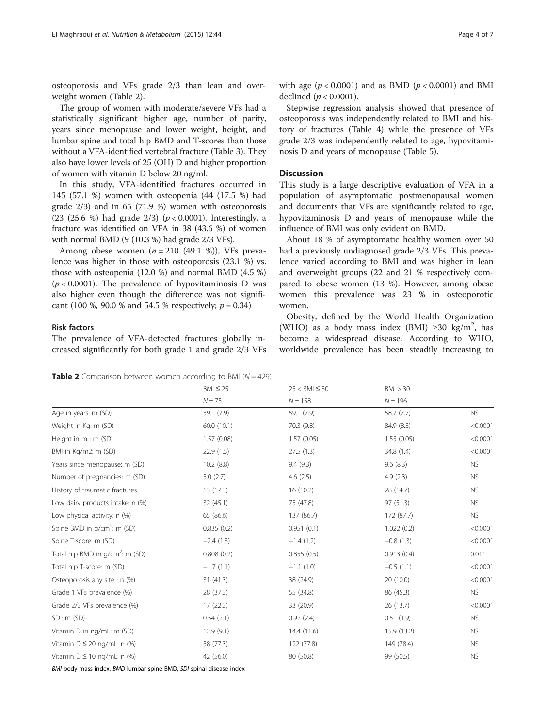osteoporosis and VFs grade 2/3 than lean and overweight women (Table 2).

The group of women with moderate/severe VFs had a statistically significant higher age, number of parity, years since menopause and lower weight, height, and lumbar spine and total hip BMD and T-scores than those without a VFA-identified vertebral fracture (Table 3). They also have lower levels of 25 (OH) D and higher proportion of women with vitamin D below 20 ng/ml.

In this study, VFA-identified fractures occurred in 145 (57.1 %) women with osteopenia (44 (17.5 %) had grade 2/3) and in 65 (71.9 %) women with osteoporosis (23 (25.6 %) had grade 2/3) ($p < 0.0001$). Interestingly, a fracture was identified on VFA in 38 (43.6 %) of women with normal BMD (9 (10.3 %) had grade 2/3 VFs).

Among obese women ($n = 210$ (49.1 %)), VFs prevalence was higher in those with osteoporosis (23.1 %) vs. those with osteopenia (12.0 %) and normal BMD (4.5 %) ($p < 0.0001$). The prevalence of hypovitaminosis D was also higher even though the difference was not significant (100 %, 90.0 % and 54.5 % respectively; $p = 0.34$)

### Risk factors

The prevalence of VFA-detected fractures globally increased significantly for both grade 1 and grade 2/3 VFs with age ($p < 0.0001$) and as BMD ($p < 0.0001$) and BMI declined ($p < 0.0001$).

Stepwise regression analysis showed that presence of osteoporosis was independently related to BMI and history of fractures (Table 4) while the presence of VFs grade 2/3 was independently related to age, hypovitaminosis D and years of menopause (Table 5).

## Discussion

This study is a large descriptive evaluation of VFA in a population of asymptomatic postmenopausal women and documents that VFs are significantly related to age, hypovitaminosis D and years of menopause while the influence of BMI was only evident on BMD.

About 18 % of asymptomatic healthy women over 50 had a previously undiagnosed grade 2/3 VFs. This prevalence varied according to BMI and was higher in lean and overweight groups (22 and 21 % respectively compared to obese women (13 %). However, among obese women this prevalence was 23 % in osteoporotic women.

Obesity, defined by the World Health Organization (WHO) as a body mass index (BMI) ≥30 kg/m$^2$, has become a widespread disease. According to WHO, worldwide prevalence has been steadily increasing to

**Table 2** Comparison between women according to BMI ($N = 429$)

| | BMI ≤ 25 | 25 < BMI ≤ 30 | BMI > 30 | |
|---|---|---|---|---|
| | $N = 75$ | $N = 158$ | $N = 196$ | |
| Age in years: m (SD) | 59.1 (7.9) | 59.1 (7.9) | 58.7 (7.7) | NS |
| Weight in Kg: m (SD) | 60.0 (10.1) | 70.3 (9.8) | 84.9 (8.3) | <0.0001 |
| Height in m : m (SD) | 1.57 (0.08) | 1.57 (0.05) | 1.55 (0.05) | <0.0001 |
| BMI in Kg/m2: m (SD) | 22.9 (1.5) | 27.5 (1.3) | 34.8 (1.4) | <0.0001 |
| Years since menopause: m (SD) | 10.2 (8.8) | 9.4 (9.3) | 9.6 (8.3) | NS |
| Number of pregnancies: m (SD) | 5.0 (2.7) | 4.6 (2.5) | 4.9 (2.3) | NS |
| History of traumatic fractures | 13 (17.3) | 16 (10.2) | 28 (14.7) | NS |
| Low dairy products intake: n (%) | 32 (45.1) | 75 (47.8) | 97 (51.3) | NS |
| Low physical activity: n (%) | 65 (86.6) | 137 (86.7) | 172 (87.7) | NS |
| Spine BMD in g/cm$^2$: m (SD) | 0.835 (0.2) | 0.951 (0.1) | 1.022 (0.2) | <0.0001 |
| Spine T-score: m (SD) | −2.4 (1.3) | −1.4 (1.2) | −0.8 (1.3) | <0.0001 |
| Total hip BMD in g/cm$^2$: m (SD) | 0.808 (0.2) | 0.855 (0.5) | 0.913 (0.4) | 0.011 |
| Total hip T-score: m (SD) | −1.7 (1.1) | −1.1 (1.0) | −0.5 (1.1) | <0.0001 |
| Osteoporosis any site : n (%) | 31 (41.3) | 38 (24.9) | 20 (10.0) | <0.0001 |
| Grade 1 VFs prevalence (%) | 28 (37.3) | 55 (34.8) | 86 (45.3) | NS |
| Grade 2/3 VFs prevalence (%) | 17 (22.3) | 33 (20.9) | 26 (13.7) | <0.0001 |
| SDI: m (SD) | 0.54 (2.1) | 0.92 (2.4) | 0.51 (1.9) | NS |
| Vitamin D in ng/mL: m (SD) | 12.9 (9.1) | 14.4 (11.6) | 15.9 (13.2) | NS |
| Vitamin D ≤ 20 ng/mL: n (%) | 58 (77.3) | 122 (77.8) | 149 (78.4) | NS |
| Vitamin D ≤ 10 ng/mL: n (%) | 42 (56.0) | 80 (50.8) | 99 (50.5) | NS |

*BMI* body mass index, *BMD* lumbar spine BMD, *SDI* spinal disease index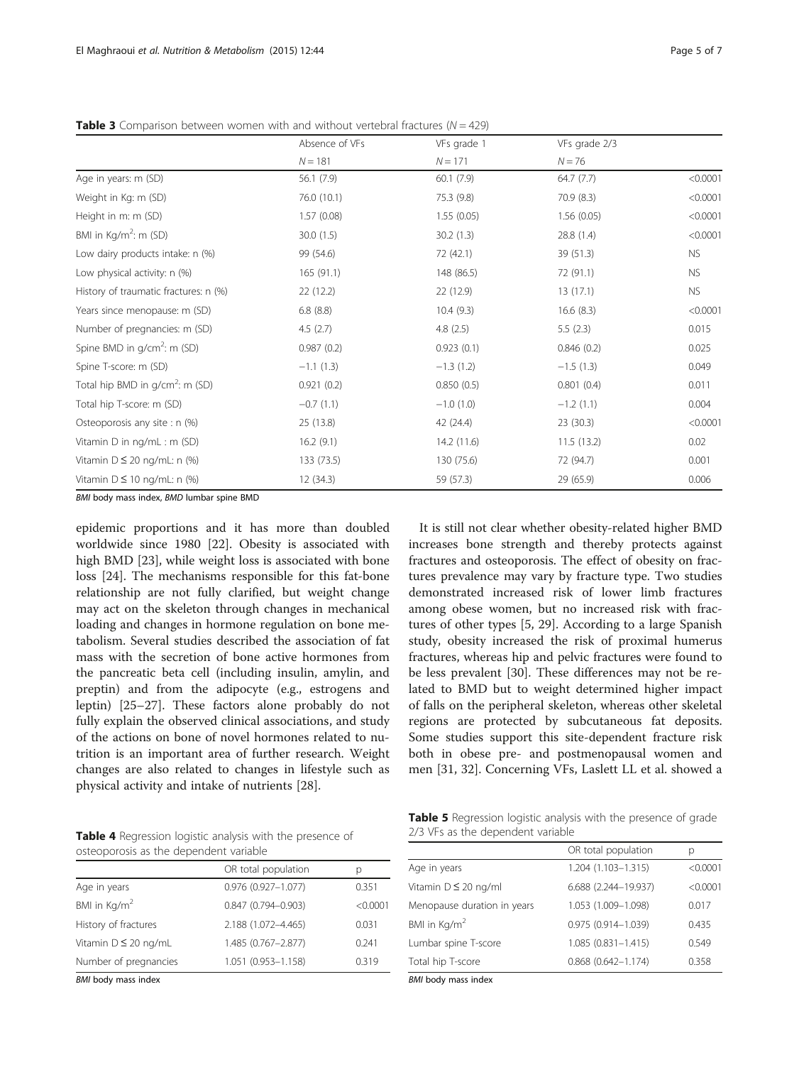**Table 3** Comparison between women with and without vertebral fractures ($N = 429$)

| | Absence of VFs | VFs grade 1 | VFs grade 2/3 | |
|---|---|---|---|---|
| | $N = 181$ | $N = 171$ | $N = 76$ | |
| Age in years: m (SD) | 56.1 (7.9) | 60.1 (7.9) | 64.7 (7.7) | <0.0001 |
| Weight in Kg: m (SD) | 76.0 (10.1) | 75.3 (9.8) | 70.9 (8.3) | <0.0001 |
| Height in m: m (SD) | 1.57 (0.08) | 1.55 (0.05) | 1.56 (0.05) | <0.0001 |
| BMI in Kg/m$^2$: m (SD) | 30.0 (1.5) | 30.2 (1.3) | 28.8 (1.4) | <0.0001 |
| Low dairy products intake: n (%) | 99 (54.6) | 72 (42.1) | 39 (51.3) | NS |
| Low physical activity: n (%) | 165 (91.1) | 148 (86.5) | 72 (91.1) | NS |
| History of traumatic fractures: n (%) | 22 (12.2) | 22 (12.9) | 13 (17.1) | NS |
| Years since menopause: m (SD) | 6.8 (8.8) | 10.4 (9.3) | 16.6 (8.3) | <0.0001 |
| Number of pregnancies: m (SD) | 4.5 (2.7) | 4.8 (2.5) | 5.5 (2.3) | 0.015 |
| Spine BMD in g/cm$^2$: m (SD) | 0.987 (0.2) | 0.923 (0.1) | 0.846 (0.2) | 0.025 |
| Spine T-score: m (SD) | −1.1 (1.3) | −1.3 (1.2) | −1.5 (1.3) | 0.049 |
| Total hip BMD in g/cm$^2$: m (SD) | 0.921 (0.2) | 0.850 (0.5) | 0.801 (0.4) | 0.011 |
| Total hip T-score: m (SD) | −0.7 (1.1) | −1.0 (1.0) | −1.2 (1.1) | 0.004 |
| Osteoporosis any site : n (%) | 25 (13.8) | 42 (24.4) | 23 (30.3) | <0.0001 |
| Vitamin D in ng/mL : m (SD) | 16.2 (9.1) | 14.2 (11.6) | 11.5 (13.2) | 0.02 |
| Vitamin D ≤ 20 ng/mL: n (%) | 133 (73.5) | 130 (75.6) | 72 (94.7) | 0.001 |
| Vitamin D ≤ 10 ng/mL: n (%) | 12 (34.3) | 59 (57.3) | 29 (65.9) | 0.006 |

*BMI* body mass index, *BMD* lumbar spine BMD

epidemic proportions and it has more than doubled worldwide since 1980 [22]. Obesity is associated with high BMD [23], while weight loss is associated with bone loss [24]. The mechanisms responsible for this fat-bone relationship are not fully clarified, but weight change may act on the skeleton through changes in mechanical loading and changes in hormone regulation on bone metabolism. Several studies described the association of fat mass with the secretion of bone active hormones from the pancreatic beta cell (including insulin, amylin, and preptin) and from the adipocyte (e.g., estrogens and leptin) [25–27]. These factors alone probably do not fully explain the observed clinical associations, and study of the actions on bone of novel hormones related to nutrition is an important area of further research. Weight changes are also related to changes in lifestyle such as physical activity and intake of nutrients [28].

It is still not clear whether obesity-related higher BMD increases bone strength and thereby protects against fractures and osteoporosis. The effect of obesity on fractures prevalence may vary by fracture type. Two studies demonstrated increased risk of lower limb fractures among obese women, but no increased risk with fractures of other types [5, 29]. According to a large Spanish study, obesity increased the risk of proximal humerus fractures, whereas hip and pelvic fractures were found to be less prevalent [30]. These differences may not be related to BMD but to weight determined higher impact of falls on the peripheral skeleton, whereas other skeletal regions are protected by subcutaneous fat deposits. Some studies support this site-dependent fracture risk both in obese pre- and postmenopausal women and men [31, 32]. Concerning VFs, Laslett LL et al. showed a

**Table 4** Regression logistic analysis with the presence of osteoporosis as the dependent variable

| | OR total population | p |
|---|---|---|
| Age in years | 0.976 (0.927–1.077) | 0.351 |
| BMI in Kg/m$^2$ | 0.847 (0.794–0.903) | <0.0001 |
| History of fractures | 2.188 (1.072–4.465) | 0.031 |
| Vitamin D ≤ 20 ng/mL | 1.485 (0.767–2.877) | 0.241 |
| Number of pregnancies | 1.051 (0.953–1.158) | 0.319 |

*BMI* body mass index

**Table 5** Regression logistic analysis with the presence of grade 2/3 VFs as the dependent variable

| | OR total population | p |
|---|---|---|
| Age in years | 1.204 (1.103–1.315) | <0.0001 |
| Vitamin D ≤ 20 ng/ml | 6.688 (2.244–19.937) | <0.0001 |
| Menopause duration in years | 1.053 (1.009–1.098) | 0.017 |
| BMI in Kg/m$^2$ | 0.975 (0.914–1.039) | 0.435 |
| Lumbar spine T-score | 1.085 (0.831–1.415) | 0.549 |
| Total hip T-score | 0.868 (0.642–1.174) | 0.358 |

*BMI* body mass index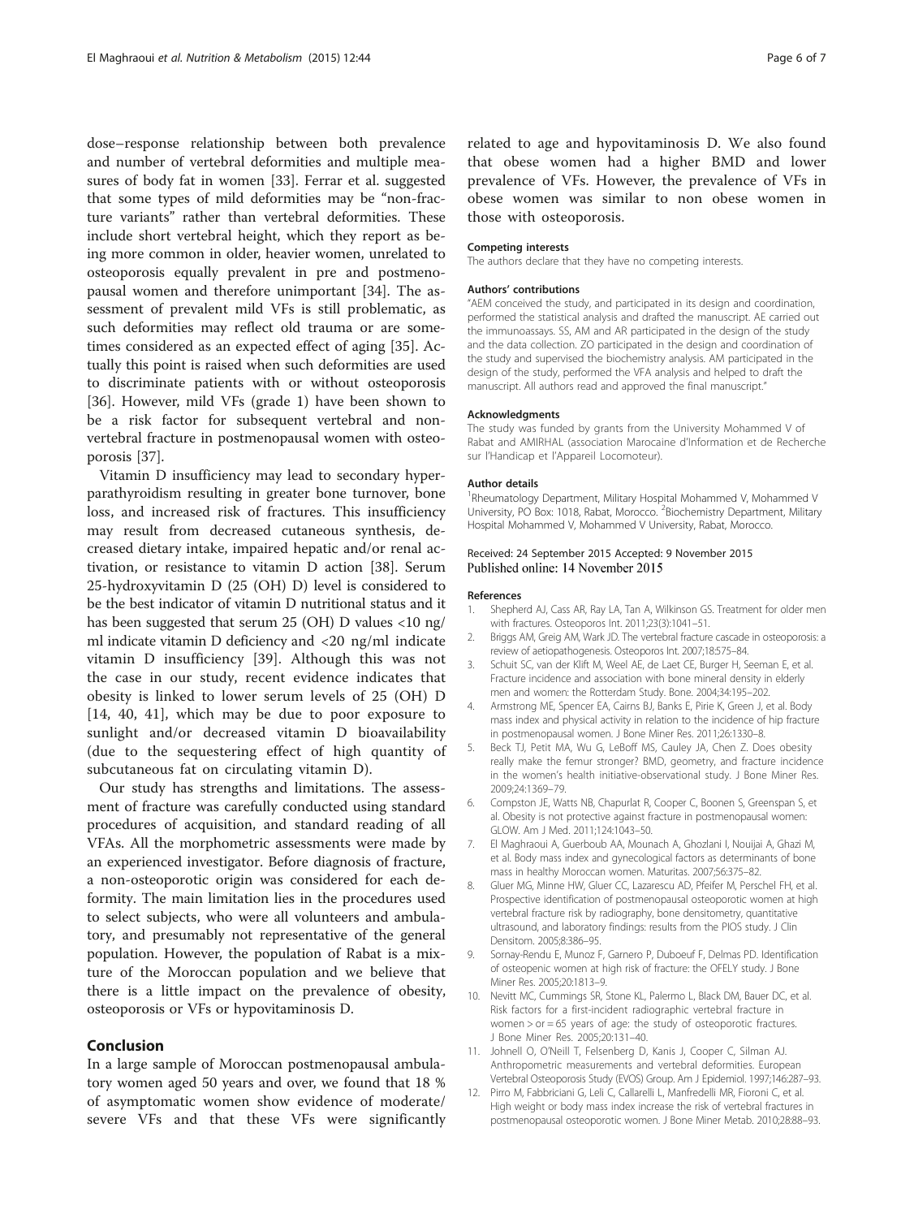dose–response relationship between both prevalence and number of vertebral deformities and multiple measures of body fat in women [33]. Ferrar et al. suggested that some types of mild deformities may be "non-fracture variants" rather than vertebral deformities. These include short vertebral height, which they report as being more common in older, heavier women, unrelated to osteoporosis equally prevalent in pre and postmenopausal women and therefore unimportant [34]. The assessment of prevalent mild VFs is still problematic, as such deformities may reflect old trauma or are sometimes considered as an expected effect of aging [35]. Actually this point is raised when such deformities are used to discriminate patients with or without osteoporosis [36]. However, mild VFs (grade 1) have been shown to be a risk factor for subsequent vertebral and nonvertebral fracture in postmenopausal women with osteoporosis [37].

Vitamin D insufficiency may lead to secondary hyperparathyroidism resulting in greater bone turnover, bone loss, and increased risk of fractures. This insufficiency may result from decreased cutaneous synthesis, decreased dietary intake, impaired hepatic and/or renal activation, or resistance to vitamin D action [38]. Serum 25-hydroxyvitamin D (25 (OH) D) level is considered to be the best indicator of vitamin D nutritional status and it has been suggested that serum 25 (OH) D values <10 ng/ml indicate vitamin D deficiency and <20 ng/ml indicate vitamin D insufficiency [39]. Although this was not the case in our study, recent evidence indicates that obesity is linked to lower serum levels of 25 (OH) D [14, 40, 41], which may be due to poor exposure to sunlight and/or decreased vitamin D bioavailability (due to the sequestering effect of high quantity of subcutaneous fat on circulating vitamin D).

Our study has strengths and limitations. The assessment of fracture was carefully conducted using standard procedures of acquisition, and standard reading of all VFAs. All the morphometric assessments were made by an experienced investigator. Before diagnosis of fracture, a non-osteoporotic origin was considered for each deformity. The main limitation lies in the procedures used to select subjects, who were all volunteers and ambulatory, and presumably not representative of the general population. However, the population of Rabat is a mixture of the Moroccan population and we believe that there is a little impact on the prevalence of obesity, osteoporosis or VFs or hypovitaminosis D.

## Conclusion

In a large sample of Moroccan postmenopausal ambulatory women aged 50 years and over, we found that 18 % of asymptomatic women show evidence of moderate/severe VFs and that these VFs were significantly related to age and hypovitaminosis D. We also found that obese women had a higher BMD and lower prevalence of VFs. However, the prevalence of VFs in obese women was similar to non obese women in those with osteoporosis.

#### Competing interests

The authors declare that they have no competing interests.

#### Authors' contributions

"AEM conceived the study, and participated in its design and coordination, performed the statistical analysis and drafted the manuscript. AE carried out the immunoassays. SS, AM and AR participated in the design of the study and the data collection. ZO participated in the design and coordination of the study and supervised the biochemistry analysis. AM participated in the design of the study, performed the VFA analysis and helped to draft the manuscript. All authors read and approved the final manuscript."

#### Acknowledgments

The study was funded by grants from the University Mohammed V of Rabat and AMIRHAL (association Marocaine d'Information et de Recherche sur l'Handicap et l'Appareil Locomoteur).

#### Author details

[1]Rheumatology Department, Military Hospital Mohammed V, Mohammed V University, PO Box: 1018, Rabat, Morocco. [2]Biochemistry Department, Military Hospital Mohammed V, Mohammed V University, Rabat, Morocco.

Received: 24 September 2015 Accepted: 9 November 2015
Published online: 14 November 2015

#### References

1. Shepherd AJ, Cass AR, Ray LA, Tan A, Wilkinson GS. Treatment for older men with fractures. Osteoporos Int. 2011;23(3):1041–51.
2. Briggs AM, Greig AM, Wark JD. The vertebral fracture cascade in osteoporosis: a review of aetiopathogenesis. Osteoporos Int. 2007;18:575–84.
3. Schuit SC, van der Klift M, Weel AE, de Laet CE, Burger H, Seeman E, et al. Fracture incidence and association with bone mineral density in elderly men and women: the Rotterdam Study. Bone. 2004;34:195–202.
4. Armstrong ME, Spencer EA, Cairns BJ, Banks E, Pirie K, Green J, et al. Body mass index and physical activity in relation to the incidence of hip fracture in postmenopausal women. J Bone Miner Res. 2011;26:1330–8.
5. Beck TJ, Petit MA, Wu G, LeBoff MS, Cauley JA, Chen Z. Does obesity really make the femur stronger? BMD, geometry, and fracture incidence in the women's health initiative-observational study. J Bone Miner Res. 2009;24:1369–79.
6. Compston JE, Watts NB, Chapurlat R, Cooper C, Boonen S, Greenspan S, et al. Obesity is not protective against fracture in postmenopausal women: GLOW. Am J Med. 2011;124:1043–50.
7. El Maghraoui A, Guerboub AA, Mounach A, Ghozlani I, Nouijai A, Ghazi M, et al. Body mass index and gynecological factors as determinants of bone mass in healthy Moroccan women. Maturitas. 2007;56:375–82.
8. Gluer MG, Minne HW, Gluer CC, Lazarescu AD, Pfeifer M, Perschel FH, et al. Prospective identification of postmenopausal osteoporotic women at high vertebral fracture risk by radiography, bone densitometry, quantitative ultrasound, and laboratory findings: results from the PIOS study. J Clin Densitom. 2005;8:386–95.
9. Sornay-Rendu E, Munoz F, Garnero P, Duboeuf F, Delmas PD. Identification of osteopenic women at high risk of fracture: the OFELY study. J Bone Miner Res. 2005;20:1813–9.
10. Nevitt MC, Cummings SR, Stone KL, Palermo L, Black DM, Bauer DC, et al. Risk factors for a first-incident radiographic vertebral fracture in women > or = 65 years of age: the study of osteoporotic fractures. J Bone Miner Res. 2005;20:131–40.
11. Johnell O, O'Neill T, Felsenberg D, Kanis J, Cooper C, Silman AJ. Anthropometric measurements and vertebral deformities. European Vertebral Osteoporosis Study (EVOS) Group. Am J Epidemiol. 1997;146:287–93.
12. Pirro M, Fabbriciani G, Leli C, Callarelli L, Manfredelli MR, Fioroni C, et al. High weight or body mass index increase the risk of vertebral fractures in postmenopausal osteoporotic women. J Bone Miner Metab. 2010;28:88–93.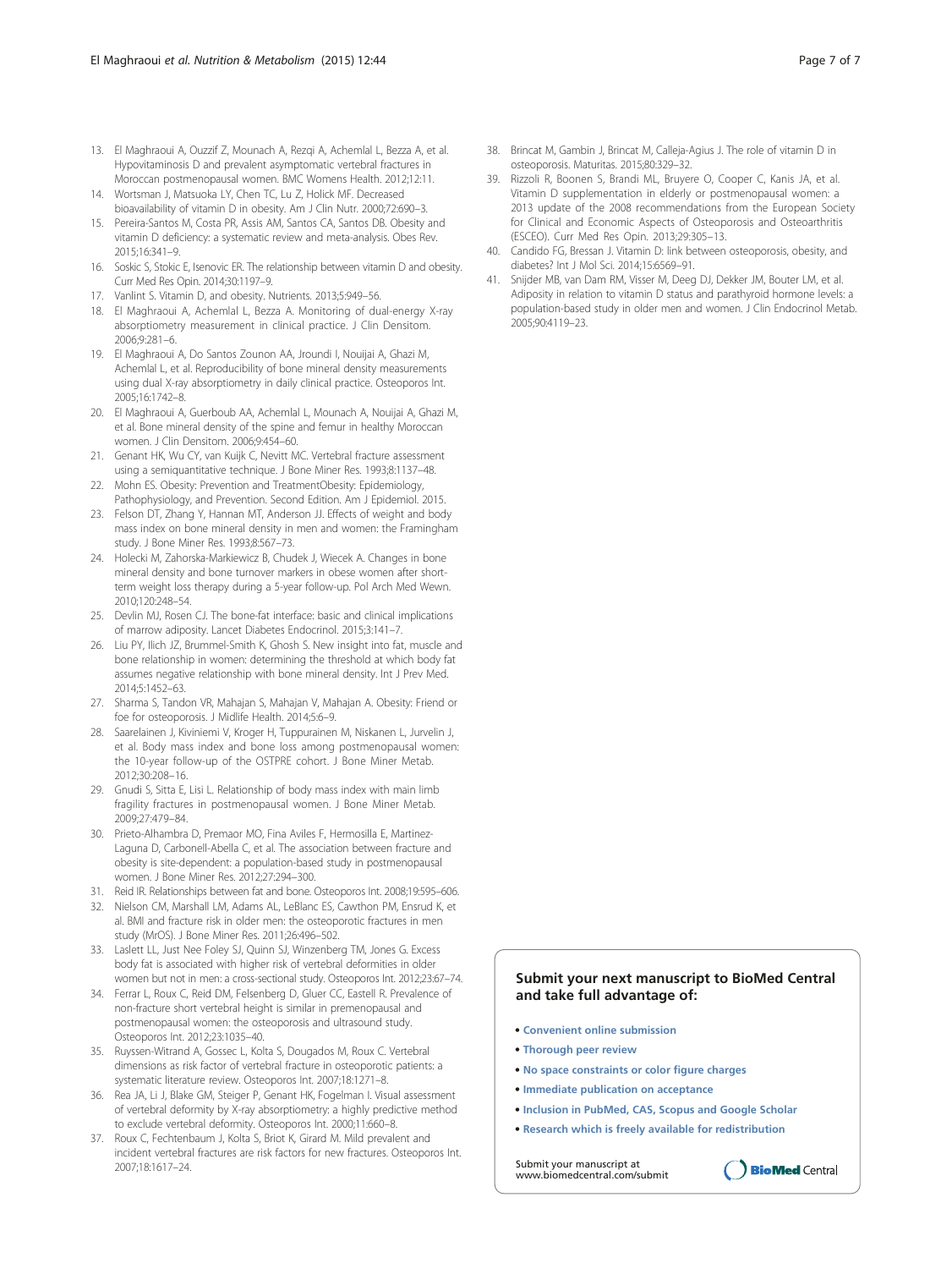13. El Maghraoui A, Ouzzif Z, Mounach A, Rezqi A, Achemlal L, Bezza A, et al. Hypovitaminosis D and prevalent asymptomatic vertebral fractures in Moroccan postmenopausal women. BMC Womens Health. 2012;12:11.
14. Wortsman J, Matsuoka LY, Chen TC, Lu Z, Holick MF. Decreased bioavailability of vitamin D in obesity. Am J Clin Nutr. 2000;72:690–3.
15. Pereira-Santos M, Costa PR, Assis AM, Santos CA, Santos DB. Obesity and vitamin D deficiency: a systematic review and meta-analysis. Obes Rev. 2015;16:341–9.
16. Soskic S, Stokic E, Isenovic ER. The relationship between vitamin D and obesity. Curr Med Res Opin. 2014;30:1197–9.
17. Vanlint S. Vitamin D, and obesity. Nutrients. 2013;5:949–56.
18. El Maghraoui A, Achemlal L, Bezza A. Monitoring of dual-energy X-ray absorptiometry measurement in clinical practice. J Clin Densitom. 2006;9:281–6.
19. El Maghraoui A, Do Santos Zounon AA, Jroundi I, Nouijai A, Ghazi M, Achemlal L, et al. Reproducibility of bone mineral density measurements using dual X-ray absorptiometry in daily clinical practice. Osteoporos Int. 2005;16:1742–8.
20. El Maghraoui A, Guerboub AA, Achemlal L, Mounach A, Nouijai A, Ghazi M, et al. Bone mineral density of the spine and femur in healthy Moroccan women. J Clin Densitom. 2006;9:454–60.
21. Genant HK, Wu CY, van Kuijk C, Nevitt MC. Vertebral fracture assessment using a semiquantitative technique. J Bone Miner Res. 1993;8:1137–48.
22. Mohn ES. Obesity: Prevention and TreatmentObesity: Epidemiology, Pathophysiology, and Prevention. Second Edition. Am J Epidemiol. 2015.
23. Felson DT, Zhang Y, Hannan MT, Anderson JJ. Effects of weight and body mass index on bone mineral density in men and women: the Framingham study. J Bone Miner Res. 1993;8:567–73.
24. Holecki M, Zahorska-Markiewicz B, Chudek J, Wiecek A. Changes in bone mineral density and bone turnover markers in obese women after short-term weight loss therapy during a 5-year follow-up. Pol Arch Med Wewn. 2010;120:248–54.
25. Devlin MJ, Rosen CJ. The bone-fat interface: basic and clinical implications of marrow adiposity. Lancet Diabetes Endocrinol. 2015;3:141–7.
26. Liu PY, Ilich JZ, Brummel-Smith K, Ghosh S. New insight into fat, muscle and bone relationship in women: determining the threshold at which body fat assumes negative relationship with bone mineral density. Int J Prev Med. 2014;5:1452–63.
27. Sharma S, Tandon VR, Mahajan S, Mahajan V, Mahajan A. Obesity: Friend or foe for osteoporosis. J Midlife Health. 2014;5:6–9.
28. Saarelainen J, Kiviniemi V, Kroger H, Tuppurainen M, Niskanen L, Jurvelin J, et al. Body mass index and bone loss among postmenopausal women: the 10-year follow-up of the OSTPRE cohort. J Bone Miner Metab. 2012;30:208–16.
29. Gnudi S, Sitta E, Lisi L. Relationship of body mass index with main limb fragility fractures in postmenopausal women. J Bone Miner Metab. 2009;27:479–84.
30. Prieto-Alhambra D, Premaor MO, Fina Aviles F, Hermosilla E, Martinez-Laguna D, Carbonell-Abella C, et al. The association between fracture and obesity is site-dependent: a population-based study in postmenopausal women. J Bone Miner Res. 2012;27:294–300.
31. Reid IR. Relationships between fat and bone. Osteoporos Int. 2008;19:595–606.
32. Nielson CM, Marshall LM, Adams AL, LeBlanc ES, Cawthon PM, Ensrud K, et al. BMI and fracture risk in older men: the osteoporotic fractures in men study (MrOS). J Bone Miner Res. 2011;26:496–502.
33. Laslett LL, Just Nee Foley SJ, Quinn SJ, Winzenberg TM, Jones G. Excess body fat is associated with higher risk of vertebral deformities in older women but not in men: a cross-sectional study. Osteoporos Int. 2012;23:67–74.
34. Ferrar L, Roux C, Reid DM, Felsenberg D, Gluer CC, Eastell R. Prevalence of non-fracture short vertebral height is similar in premenopausal and postmenopausal women: the osteoporosis and ultrasound study. Osteoporos Int. 2012;23:1035–40.
35. Ruyssen-Witrand A, Gossec L, Kolta S, Dougados M, Roux C. Vertebral dimensions as risk factor of vertebral fracture in osteoporotic patients: a systematic literature review. Osteoporos Int. 2007;18:1271–8.
36. Rea JA, Li J, Blake GM, Steiger P, Genant HK, Fogelman I. Visual assessment of vertebral deformity by X-ray absorptiometry: a highly predictive method to exclude vertebral deformity. Osteoporos Int. 2000;11:660–8.
37. Roux C, Fechtenbaum J, Kolta S, Briot K, Girard M. Mild prevalent and incident vertebral fractures are risk factors for new fractures. Osteoporos Int. 2007;18:1617–24.
38. Brincat M, Gambin J, Brincat M, Calleja-Agius J. The role of vitamin D in osteoporosis. Maturitas. 2015;80:329–32.
39. Rizzoli R, Boonen S, Brandi ML, Bruyere O, Cooper C, Kanis JA, et al. Vitamin D supplementation in elderly or postmenopausal women: a 2013 update of the 2008 recommendations from the European Society for Clinical and Economic Aspects of Osteoporosis and Osteoarthritis (ESCEO). Curr Med Res Opin. 2013;29:305–13.
40. Candido FG, Bressan J. Vitamin D: link between osteoporosis, obesity, and diabetes? Int J Mol Sci. 2014;15:6569–91.
41. Snijder MB, van Dam RM, Visser M, Deeg DJ, Dekker JM, Bouter LM, et al. Adiposity in relation to vitamin D status and parathyroid hormone levels: a population-based study in older men and women. J Clin Endocrinol Metab. 2005;90:4119–23.

**Submit your next manuscript to BioMed Central and take full advantage of:**

- Convenient online submission
- Thorough peer review
- No space constraints or color figure charges
- Immediate publication on acceptance
- Inclusion in PubMed, CAS, Scopus and Google Scholar
- Research which is freely available for redistribution

Submit your manuscript at www.biomedcentral.com/submit

BioMed Central